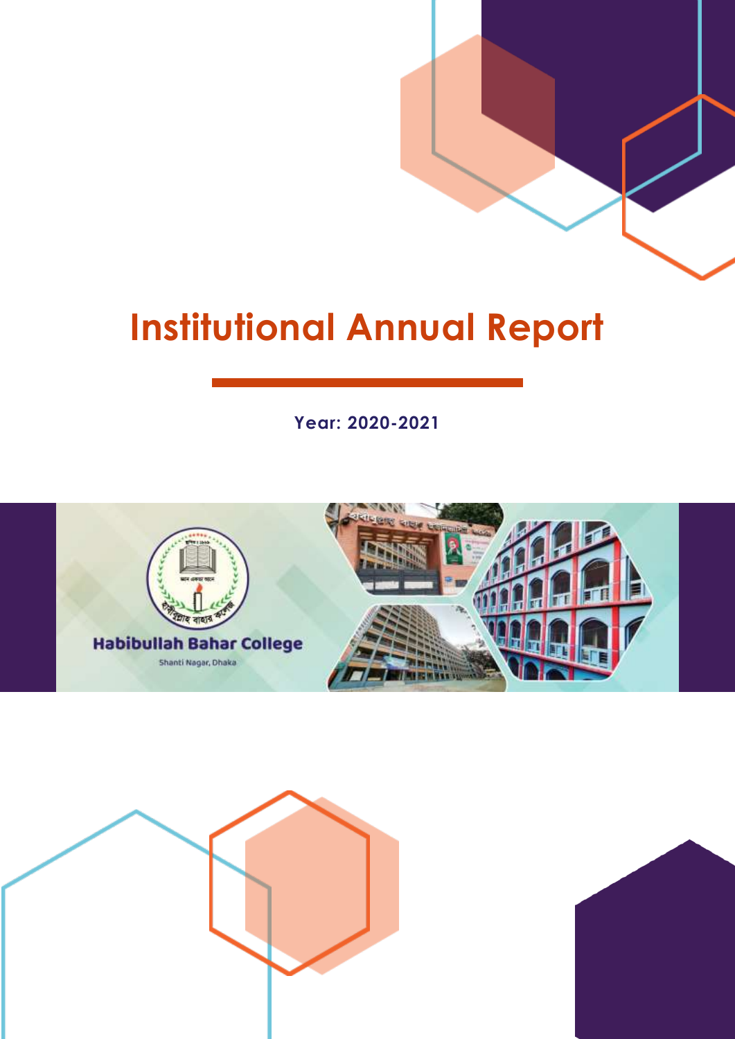# Institutional Annual Report

**Year: 2020-2021**

**Habibullah Bahar College**

Shanti Nagar, Dhaka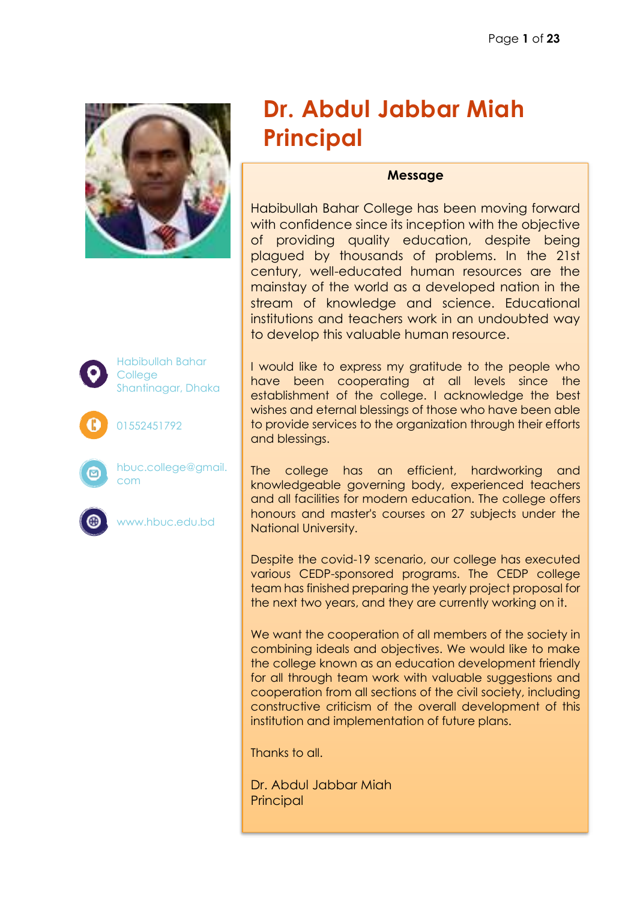# Dr. Abdul Jabbar Miah
# Principal

Habibullah Bahar College
Shantinagar, Dhaka

01552451792

hbuc.college@gmail.com

www.hbuc.edu.bd

**Message**

Habibullah Bahar College has been moving forward with confidence since its inception with the objective of providing quality education, despite being plagued by thousands of problems. In the 21st century, well-educated human resources are the mainstay of the world as a developed nation in the stream of knowledge and science. Educational institutions and teachers work in an undoubted way to develop this valuable human resource.

I would like to express my gratitude to the people who have been cooperating at all levels since the establishment of the college. I acknowledge the best wishes and eternal blessings of those who have been able to provide services to the organization through their efforts and blessings.

The college has an efficient, hardworking and knowledgeable governing body, experienced teachers and all facilities for modern education. The college offers honours and master's courses on 27 subjects under the National University.

Despite the covid-19 scenario, our college has executed various CEDP-sponsored programs. The CEDP college team has finished preparing the yearly project proposal for the next two years, and they are currently working on it.

We want the cooperation of all members of the society in combining ideals and objectives. We would like to make the college known as an education development friendly for all through team work with valuable suggestions and cooperation from all sections of the civil society, including constructive criticism of the overall development of this institution and implementation of future plans.

Thanks to all.

Dr. Abdul Jabbar Miah
Principal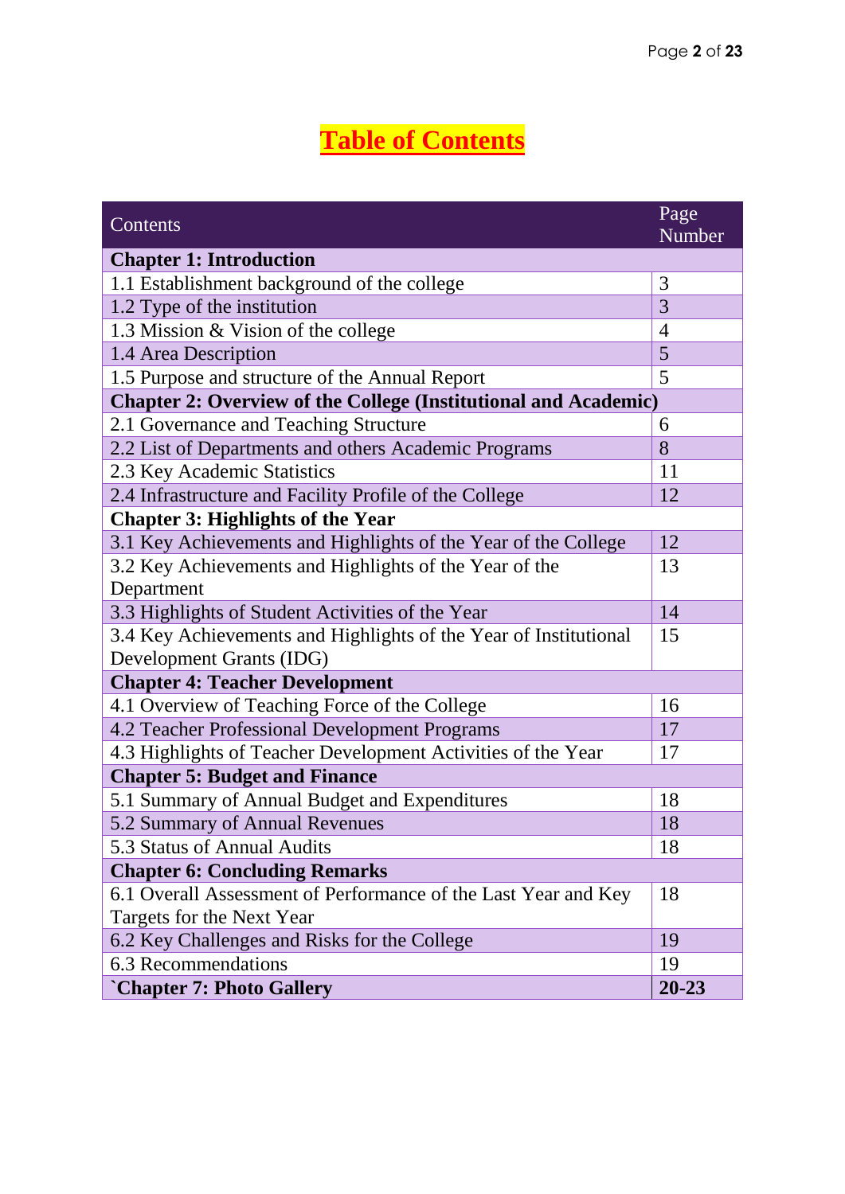# Table of Contents

| Contents | Page Number |
| --- | --- |
| **Chapter 1: Introduction** | |
| 1.1 Establishment background of the college | 3 |
| 1.2 Type of the institution | 3 |
| 1.3 Mission & Vision of the college | 4 |
| 1.4 Area Description | 5 |
| 1.5 Purpose and structure of the Annual Report | 5 |
| **Chapter 2: Overview of the College (Institutional and Academic)** | |
| 2.1 Governance and Teaching Structure | 6 |
| 2.2 List of Departments and others Academic Programs | 8 |
| 2.3 Key Academic Statistics | 11 |
| 2.4 Infrastructure and Facility Profile of the College | 12 |
| **Chapter 3: Highlights of the Year** | |
| 3.1 Key Achievements and Highlights of the Year of the College | 12 |
| 3.2 Key Achievements and Highlights of the Year of the Department | 13 |
| 3.3 Highlights of Student Activities of the Year | 14 |
| 3.4 Key Achievements and Highlights of the Year of Institutional Development Grants (IDG) | 15 |
| **Chapter 4: Teacher Development** | |
| 4.1 Overview of Teaching Force of the College | 16 |
| 4.2 Teacher Professional Development Programs | 17 |
| 4.3 Highlights of Teacher Development Activities of the Year | 17 |
| **Chapter 5: Budget and Finance** | |
| 5.1 Summary of Annual Budget and Expenditures | 18 |
| 5.2 Summary of Annual Revenues | 18 |
| 5.3 Status of Annual Audits | 18 |
| **Chapter 6: Concluding Remarks** | |
| 6.1 Overall Assessment of Performance of the Last Year and Key Targets for the Next Year | 18 |
| 6.2 Key Challenges and Risks for the College | 19 |
| 6.3 Recommendations | 19 |
| **`Chapter 7: Photo Gallery** | **20-23** |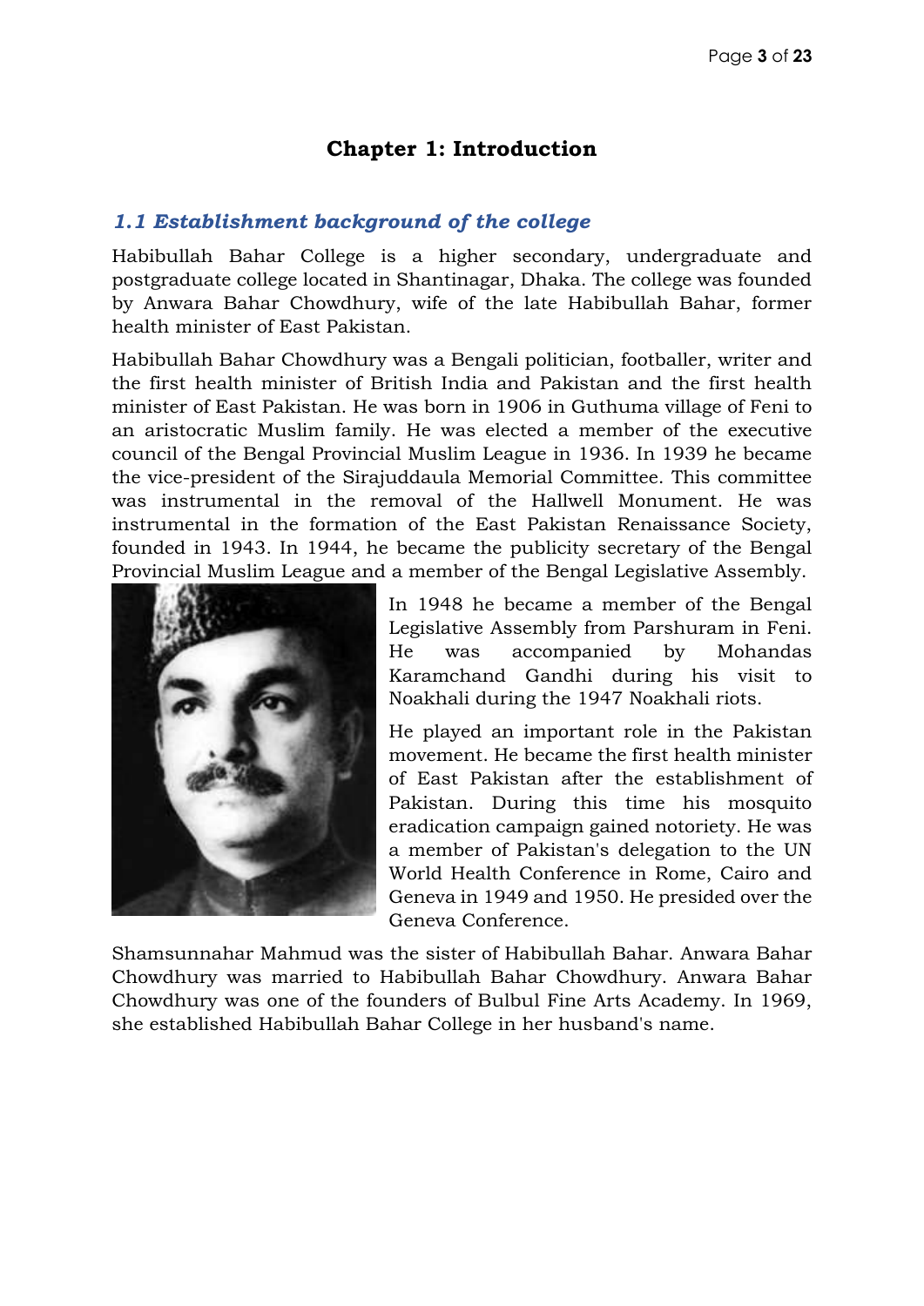# Chapter 1: Introduction

## *1.1 Establishment background of the college*

Habibullah Bahar College is a higher secondary, undergraduate and postgraduate college located in Shantinagar, Dhaka. The college was founded by Anwara Bahar Chowdhury, wife of the late Habibullah Bahar, former health minister of East Pakistan.

Habibullah Bahar Chowdhury was a Bengali politician, footballer, writer and the first health minister of British India and Pakistan and the first health minister of East Pakistan. He was born in 1906 in Guthuma village of Feni to an aristocratic Muslim family. He was elected a member of the executive council of the Bengal Provincial Muslim League in 1936. In 1939 he became the vice-president of the Sirajuddaula Memorial Committee. This committee was instrumental in the removal of the Hallwell Monument. He was instrumental in the formation of the East Pakistan Renaissance Society, founded in 1943. In 1944, he became the publicity secretary of the Bengal Provincial Muslim League and a member of the Bengal Legislative Assembly.

In 1948 he became a member of the Bengal Legislative Assembly from Parshuram in Feni. He was accompanied by Mohandas Karamchand Gandhi during his visit to Noakhali during the 1947 Noakhali riots.

He played an important role in the Pakistan movement. He became the first health minister of East Pakistan after the establishment of Pakistan. During this time his mosquito eradication campaign gained notoriety. He was a member of Pakistan's delegation to the UN World Health Conference in Rome, Cairo and Geneva in 1949 and 1950. He presided over the Geneva Conference.

Shamsunnahar Mahmud was the sister of Habibullah Bahar. Anwara Bahar Chowdhury was married to Habibullah Bahar Chowdhury. Anwara Bahar Chowdhury was one of the founders of Bulbul Fine Arts Academy. In 1969, she established Habibullah Bahar College in her husband's name.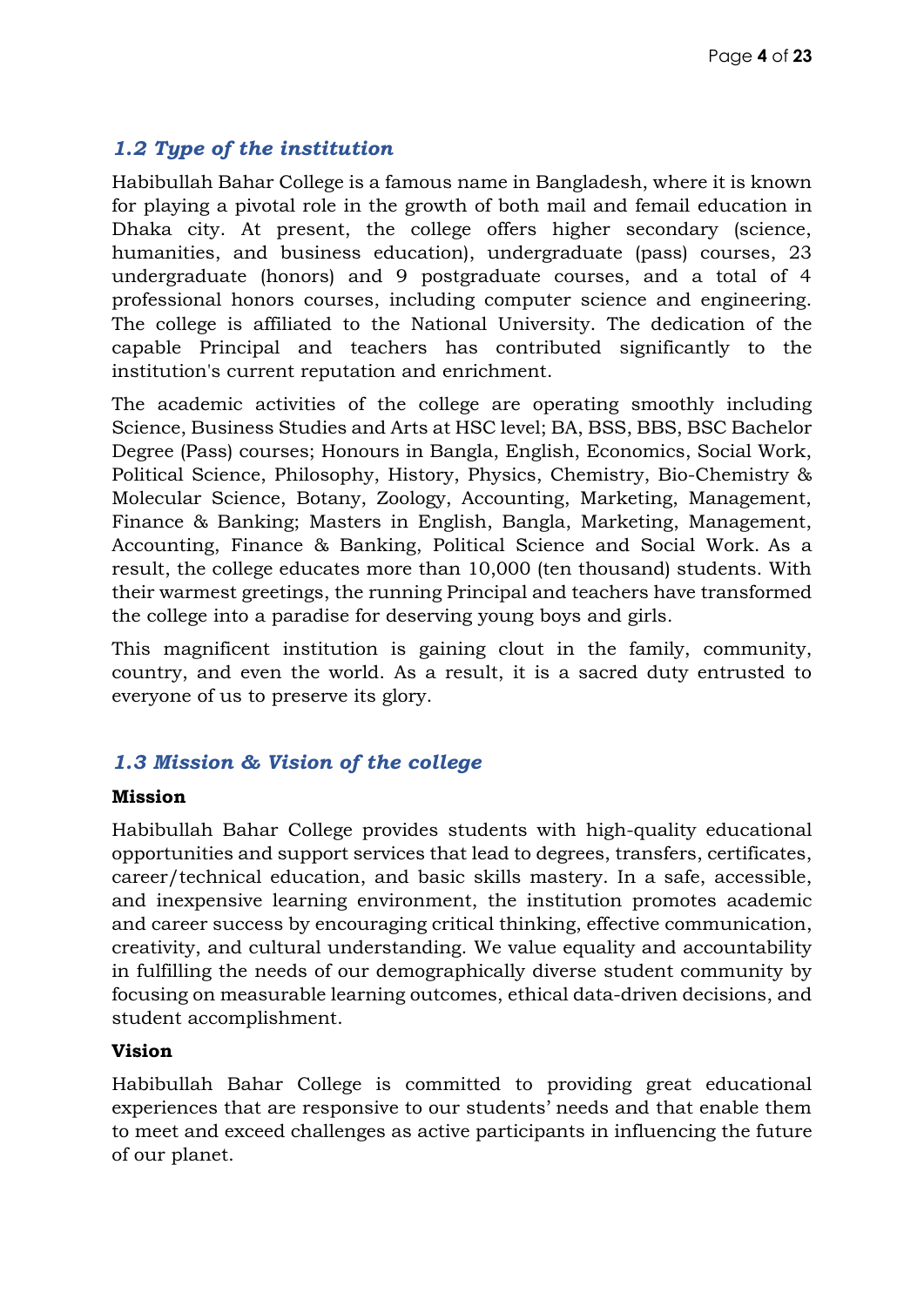## *1.2 Type of the institution*

Habibullah Bahar College is a famous name in Bangladesh, where it is known for playing a pivotal role in the growth of both mail and femail education in Dhaka city. At present, the college offers higher secondary (science, humanities, and business education), undergraduate (pass) courses, 23 undergraduate (honors) and 9 postgraduate courses, and a total of 4 professional honors courses, including computer science and engineering. The college is affiliated to the National University. The dedication of the capable Principal and teachers has contributed significantly to the institution's current reputation and enrichment.

The academic activities of the college are operating smoothly including Science, Business Studies and Arts at HSC level; BA, BSS, BBS, BSC Bachelor Degree (Pass) courses; Honours in Bangla, English, Economics, Social Work, Political Science, Philosophy, History, Physics, Chemistry, Bio-Chemistry & Molecular Science, Botany, Zoology, Accounting, Marketing, Management, Finance & Banking; Masters in English, Bangla, Marketing, Management, Accounting, Finance & Banking, Political Science and Social Work. As a result, the college educates more than 10,000 (ten thousand) students. With their warmest greetings, the running Principal and teachers have transformed the college into a paradise for deserving young boys and girls.

This magnificent institution is gaining clout in the family, community, country, and even the world. As a result, it is a sacred duty entrusted to everyone of us to preserve its glory.

## *1.3 Mission & Vision of the college*

**Mission**

Habibullah Bahar College provides students with high-quality educational opportunities and support services that lead to degrees, transfers, certificates, career/technical education, and basic skills mastery. In a safe, accessible, and inexpensive learning environment, the institution promotes academic and career success by encouraging critical thinking, effective communication, creativity, and cultural understanding. We value equality and accountability in fulfilling the needs of our demographically diverse student community by focusing on measurable learning outcomes, ethical data-driven decisions, and student accomplishment.

**Vision**

Habibullah Bahar College is committed to providing great educational experiences that are responsive to our students' needs and that enable them to meet and exceed challenges as active participants in influencing the future of our planet.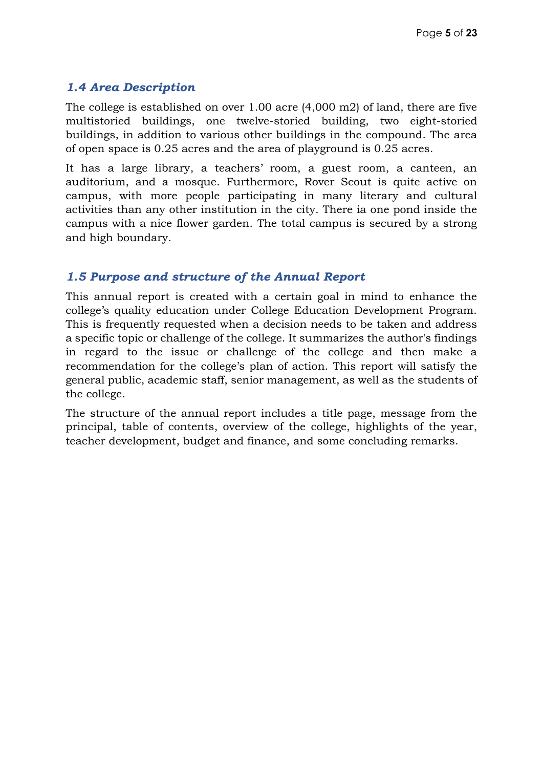### *1.4 Area Description*

The college is established on over 1.00 acre (4,000 m2) of land, there are five multistoried buildings, one twelve-storied building, two eight-storied buildings, in addition to various other buildings in the compound. The area of open space is 0.25 acres and the area of playground is 0.25 acres.

It has a large library, a teachers' room, a guest room, a canteen, an auditorium, and a mosque. Furthermore, Rover Scout is quite active on campus, with more people participating in many literary and cultural activities than any other institution in the city. There ia one pond inside the campus with a nice flower garden. The total campus is secured by a strong and high boundary.

### *1.5 Purpose and structure of the Annual Report*

This annual report is created with a certain goal in mind to enhance the college's quality education under College Education Development Program. This is frequently requested when a decision needs to be taken and address a specific topic or challenge of the college. It summarizes the author's findings in regard to the issue or challenge of the college and then make a recommendation for the college's plan of action. This report will satisfy the general public, academic staff, senior management, as well as the students of the college.

The structure of the annual report includes a title page, message from the principal, table of contents, overview of the college, highlights of the year, teacher development, budget and finance, and some concluding remarks.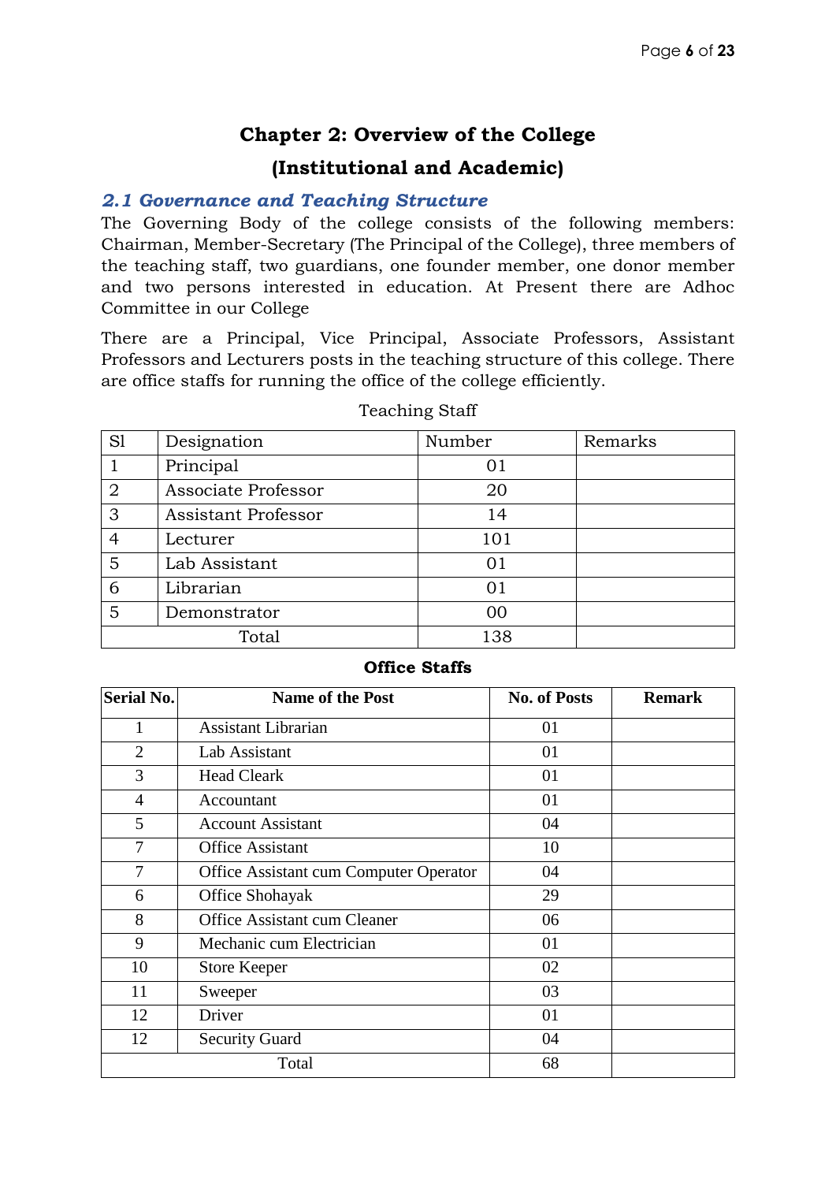# Chapter 2: Overview of the College

# (Institutional and Academic)

## *2.1 Governance and Teaching Structure*

The Governing Body of the college consists of the following members: Chairman, Member-Secretary (The Principal of the College), three members of the teaching staff, two guardians, one founder member, one donor member and two persons interested in education. At Present there are Adhoc Committee in our College

There are a Principal, Vice Principal, Associate Professors, Assistant Professors and Lecturers posts in the teaching structure of this college. There are office staffs for running the office of the college efficiently.

Teaching Staff

| Sl | Designation | Number | Remarks |
|---|---|---|---|
| 1 | Principal | 01 | |
| 2 | Associate Professor | 20 | |
| 3 | Assistant Professor | 14 | |
| 4 | Lecturer | 101 | |
| 5 | Lab Assistant | 01 | |
| 6 | Librarian | 01 | |
| 5 | Demonstrator | 00 | |
| Total | | 138 | |

**Office Staffs**

| Serial No. | Name of the Post | No. of Posts | Remark |
|---|---|---|---|
| 1 | Assistant Librarian | 01 | |
| 2 | Lab Assistant | 01 | |
| 3 | Head Cleark | 01 | |
| 4 | Accountant | 01 | |
| 5 | Account Assistant | 04 | |
| 7 | Office Assistant | 10 | |
| 7 | Office Assistant cum Computer Operator | 04 | |
| 6 | Office Shohayak | 29 | |
| 8 | Office Assistant cum Cleaner | 06 | |
| 9 | Mechanic cum Electrician | 01 | |
| 10 | Store Keeper | 02 | |
| 11 | Sweeper | 03 | |
| 12 | Driver | 01 | |
| 12 | Security Guard | 04 | |
| Total | | 68 | |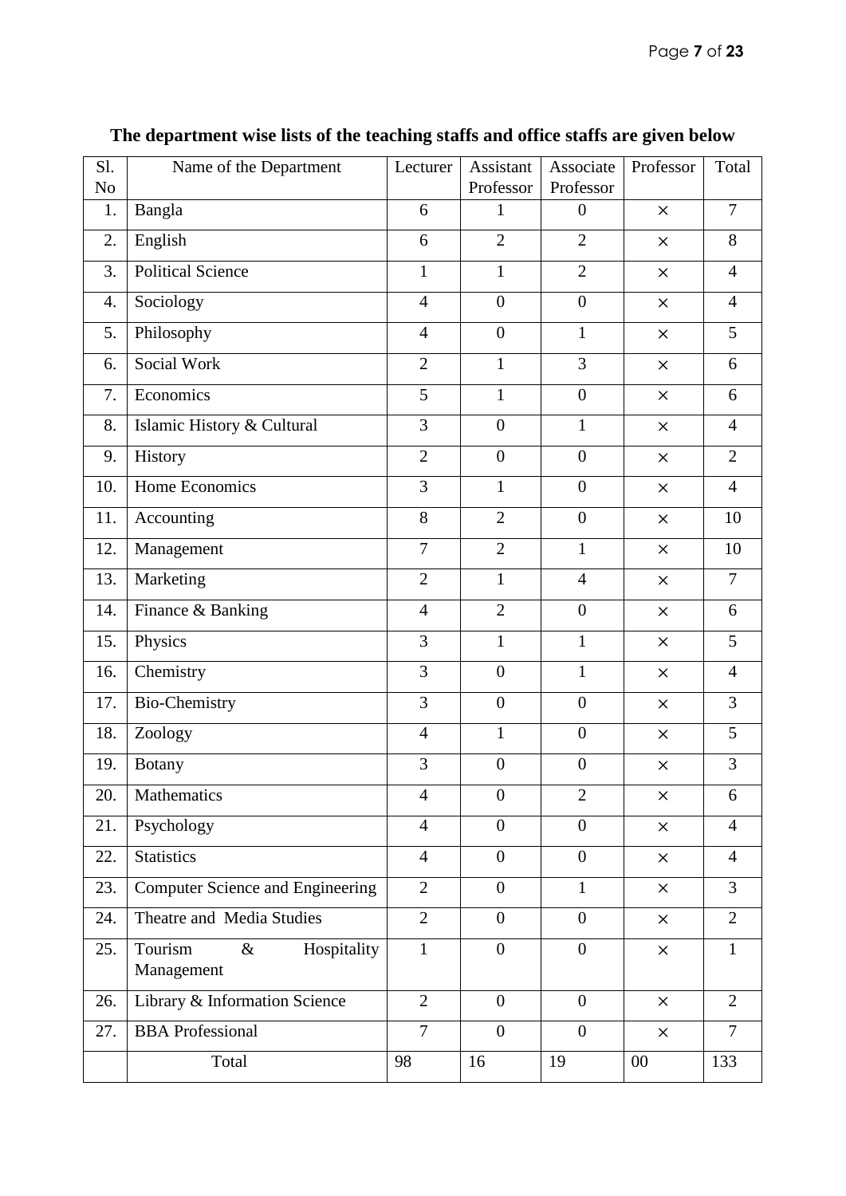**The department wise lists of the teaching staffs and office staffs are given below**

| Sl. No | Name of the Department | Lecturer | Assistant Professor | Associate Professor | Professor | Total |
|---|---|---|---|---|---|---|
| 1. | Bangla | 6 | 1 | 0 | × | 7 |
| 2. | English | 6 | 2 | 2 | × | 8 |
| 3. | Political Science | 1 | 1 | 2 | × | 4 |
| 4. | Sociology | 4 | 0 | 0 | × | 4 |
| 5. | Philosophy | 4 | 0 | 1 | × | 5 |
| 6. | Social Work | 2 | 1 | 3 | × | 6 |
| 7. | Economics | 5 | 1 | 0 | × | 6 |
| 8. | Islamic History & Cultural | 3 | 0 | 1 | × | 4 |
| 9. | History | 2 | 0 | 0 | × | 2 |
| 10. | Home Economics | 3 | 1 | 0 | × | 4 |
| 11. | Accounting | 8 | 2 | 0 | × | 10 |
| 12. | Management | 7 | 2 | 1 | × | 10 |
| 13. | Marketing | 2 | 1 | 4 | × | 7 |
| 14. | Finance & Banking | 4 | 2 | 0 | × | 6 |
| 15. | Physics | 3 | 1 | 1 | × | 5 |
| 16. | Chemistry | 3 | 0 | 1 | × | 4 |
| 17. | Bio-Chemistry | 3 | 0 | 0 | × | 3 |
| 18. | Zoology | 4 | 1 | 0 | × | 5 |
| 19. | Botany | 3 | 0 | 0 | × | 3 |
| 20. | Mathematics | 4 | 0 | 2 | × | 6 |
| 21. | Psychology | 4 | 0 | 0 | × | 4 |
| 22. | Statistics | 4 | 0 | 0 | × | 4 |
| 23. | Computer Science and Engineering | 2 | 0 | 1 | × | 3 |
| 24. | Theatre and Media Studies | 2 | 0 | 0 | × | 2 |
| 25. | Tourism & Hospitality Management | 1 | 0 | 0 | × | 1 |
| 26. | Library & Information Science | 2 | 0 | 0 | × | 2 |
| 27. | BBA Professional | 7 | 0 | 0 | × | 7 |
| | Total | 98 | 16 | 19 | 00 | 133 |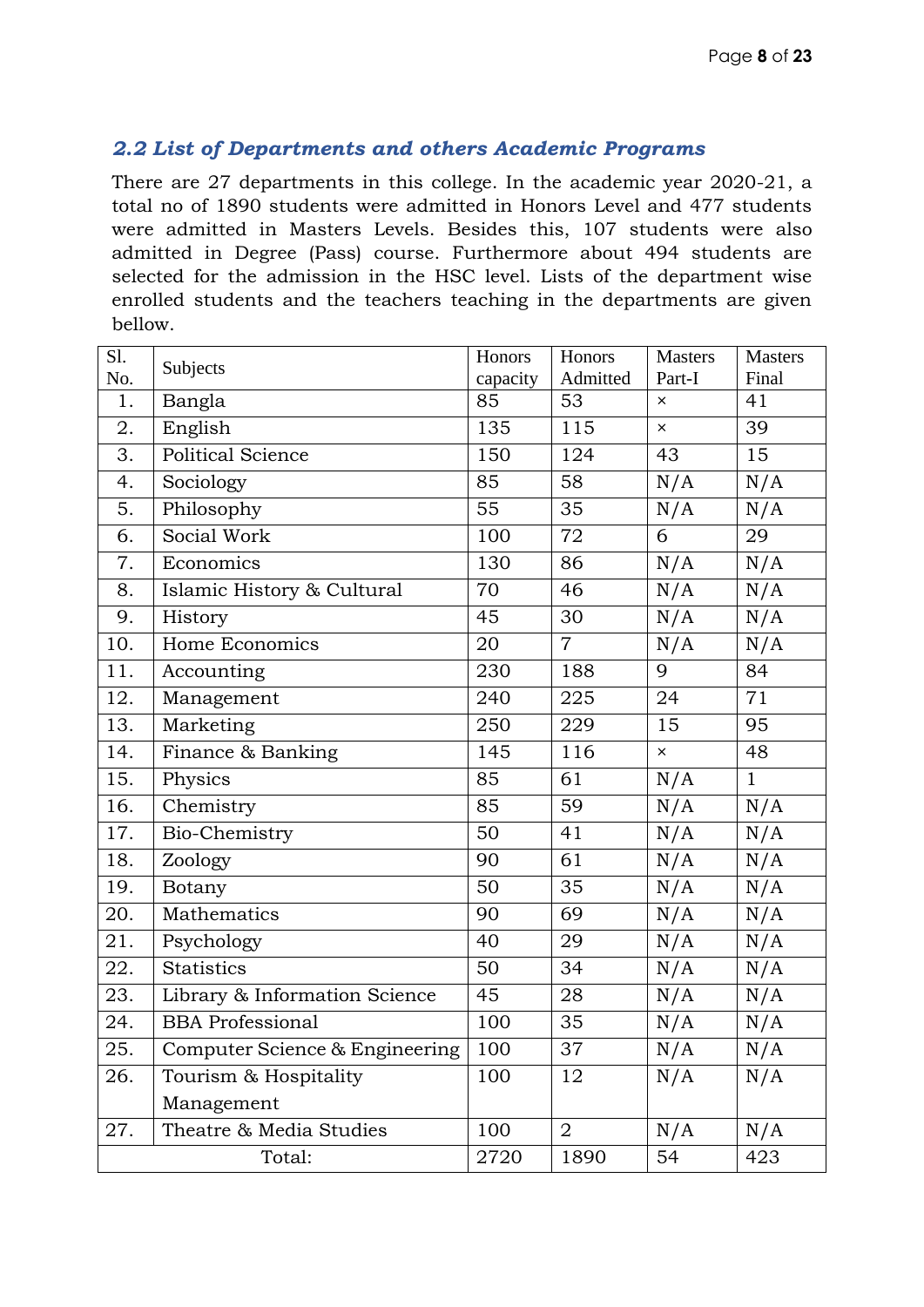### *2.2 List of Departments and others Academic Programs*

There are 27 departments in this college. In the academic year 2020-21, a total no of 1890 students were admitted in Honors Level and 477 students were admitted in Masters Levels. Besides this, 107 students were also admitted in Degree (Pass) course. Furthermore about 494 students are selected for the admission in the HSC level. Lists of the department wise enrolled students and the teachers teaching in the departments are given bellow.

| Sl. No. | Subjects | Honors capacity | Honors Admitted | Masters Part-I | Masters Final |
|---|---|---|---|---|---|
| 1. | Bangla | 85 | 53 | × | 41 |
| 2. | English | 135 | 115 | × | 39 |
| 3. | Political Science | 150 | 124 | 43 | 15 |
| 4. | Sociology | 85 | 58 | N/A | N/A |
| 5. | Philosophy | 55 | 35 | N/A | N/A |
| 6. | Social Work | 100 | 72 | 6 | 29 |
| 7. | Economics | 130 | 86 | N/A | N/A |
| 8. | Islamic History & Cultural | 70 | 46 | N/A | N/A |
| 9. | History | 45 | 30 | N/A | N/A |
| 10. | Home Economics | 20 | 7 | N/A | N/A |
| 11. | Accounting | 230 | 188 | 9 | 84 |
| 12. | Management | 240 | 225 | 24 | 71 |
| 13. | Marketing | 250 | 229 | 15 | 95 |
| 14. | Finance & Banking | 145 | 116 | × | 48 |
| 15. | Physics | 85 | 61 | N/A | 1 |
| 16. | Chemistry | 85 | 59 | N/A | N/A |
| 17. | Bio-Chemistry | 50 | 41 | N/A | N/A |
| 18. | Zoology | 90 | 61 | N/A | N/A |
| 19. | Botany | 50 | 35 | N/A | N/A |
| 20. | Mathematics | 90 | 69 | N/A | N/A |
| 21. | Psychology | 40 | 29 | N/A | N/A |
| 22. | Statistics | 50 | 34 | N/A | N/A |
| 23. | Library & Information Science | 45 | 28 | N/A | N/A |
| 24. | BBA Professional | 100 | 35 | N/A | N/A |
| 25. | Computer Science & Engineering | 100 | 37 | N/A | N/A |
| 26. | Tourism & Hospitality Management | 100 | 12 | N/A | N/A |
| 27. | Theatre & Media Studies | 100 | 2 | N/A | N/A |
| | Total: | 2720 | 1890 | 54 | 423 |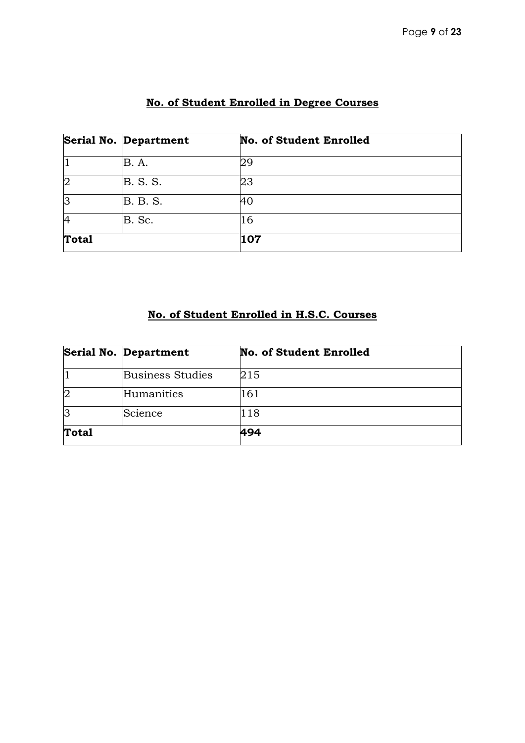## **No. of Student Enrolled in Degree Courses**

| Serial No. | Department | No. of Student Enrolled |
|---|---|---|
| 1 | B. A. | 29 |
| 2 | B. S. S. | 23 |
| 3 | B. B. S. | 40 |
| 4 | B. Sc. | 16 |
| **Total** | | **107** |

## **No. of Student Enrolled in H.S.C. Courses**

| Serial No. | Department | No. of Student Enrolled |
|---|---|---|
| 1 | Business Studies | 215 |
| 2 | Humanities | 161 |
| 3 | Science | 118 |
| **Total** | | **494** |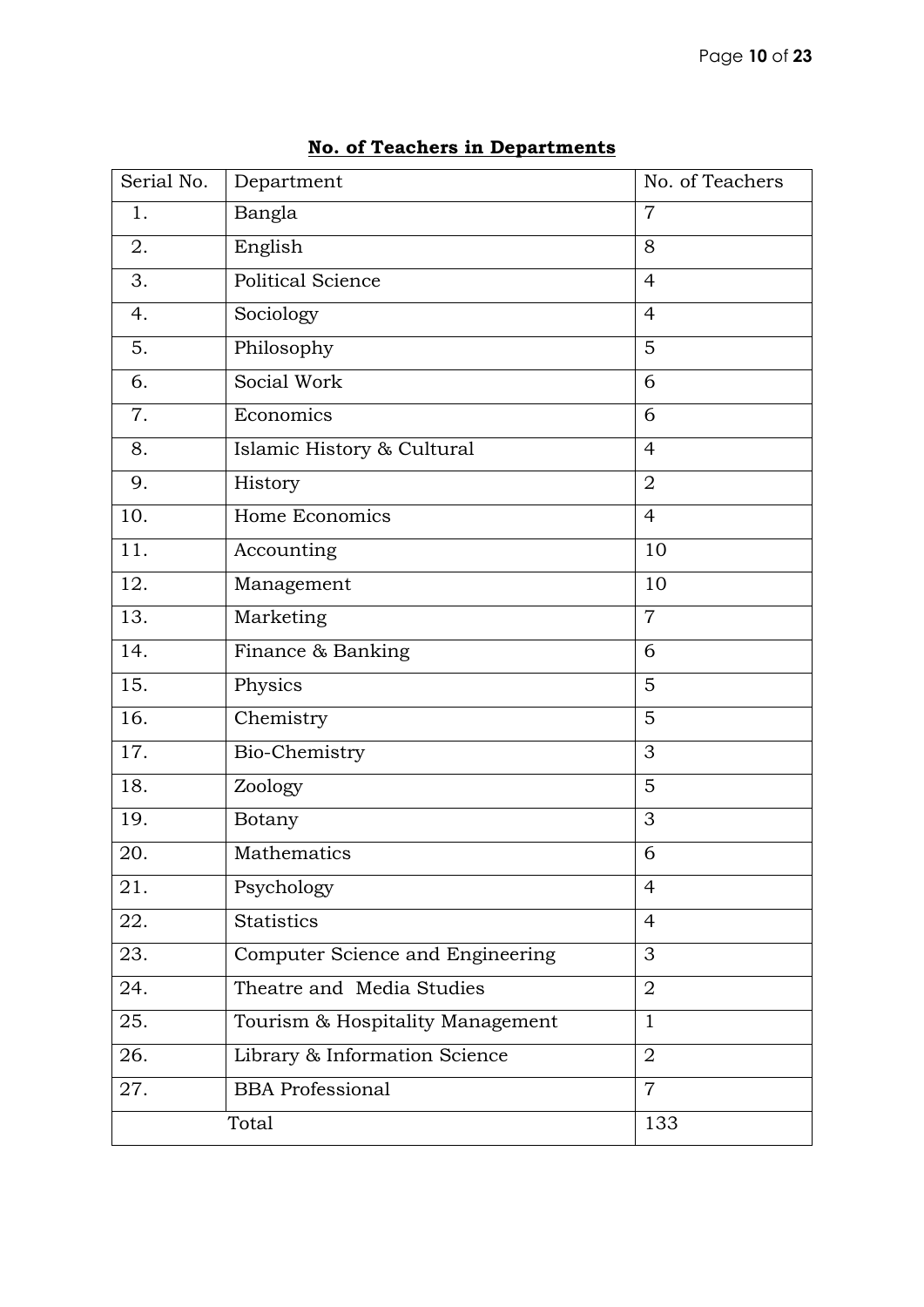## No. of Teachers in Departments

| Serial No. | Department | No. of Teachers |
|---|---|---|
| 1. | Bangla | 7 |
| 2. | English | 8 |
| 3. | Political Science | 4 |
| 4. | Sociology | 4 |
| 5. | Philosophy | 5 |
| 6. | Social Work | 6 |
| 7. | Economics | 6 |
| 8. | Islamic History & Cultural | 4 |
| 9. | History | 2 |
| 10. | Home Economics | 4 |
| 11. | Accounting | 10 |
| 12. | Management | 10 |
| 13. | Marketing | 7 |
| 14. | Finance & Banking | 6 |
| 15. | Physics | 5 |
| 16. | Chemistry | 5 |
| 17. | Bio-Chemistry | 3 |
| 18. | Zoology | 5 |
| 19. | Botany | 3 |
| 20. | Mathematics | 6 |
| 21. | Psychology | 4 |
| 22. | Statistics | 4 |
| 23. | Computer Science and Engineering | 3 |
| 24. | Theatre and Media Studies | 2 |
| 25. | Tourism & Hospitality Management | 1 |
| 26. | Library & Information Science | 2 |
| 27. | BBA Professional | 7 |
| Total | | 133 |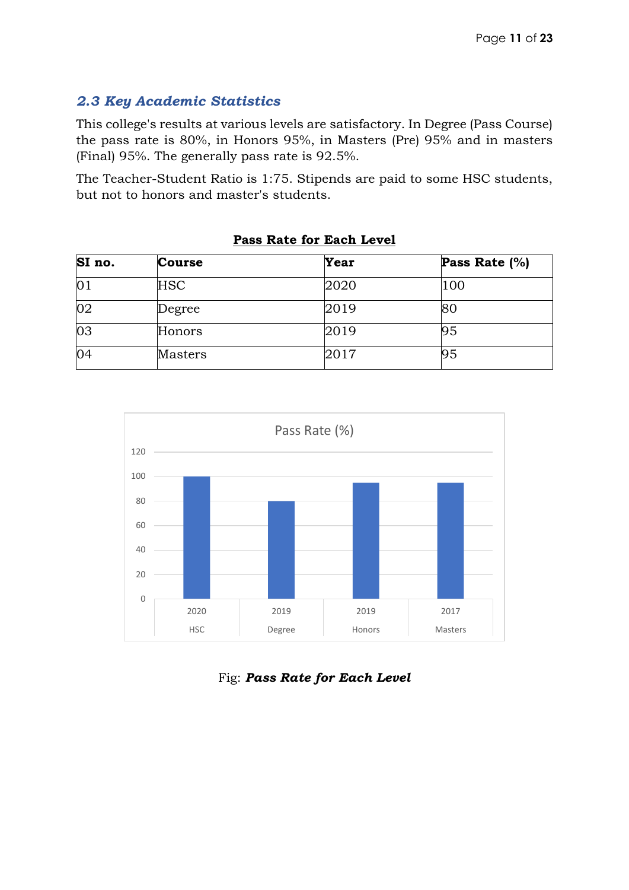### *2.3 Key Academic Statistics*

This college's results at various levels are satisfactory. In Degree (Pass Course) the pass rate is 80%, in Honors 95%, in Masters (Pre) 95% and in masters (Final) 95%. The generally pass rate is 92.5%.

The Teacher-Student Ratio is 1:75. Stipends are paid to some HSC students, but not to honors and master's students.

**Pass Rate for Each Level**

| **SI no.** | **Course** | **Year** | **Pass Rate (%)** |
|---|---|---|---|
| 01 | HSC | 2020 | 100 |
| 02 | Degree | 2019 | 80 |
| 03 | Honors | 2019 | 95 |
| 04 | Masters | 2017 | 95 |

Fig: ***Pass Rate for Each Level***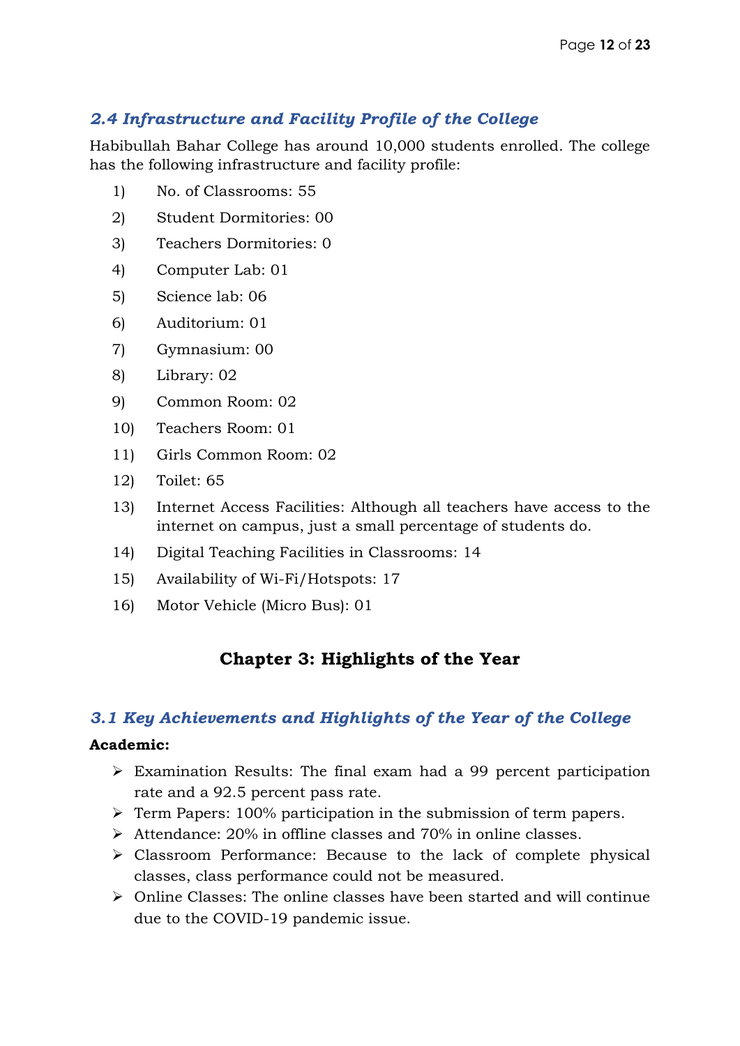### *2.4 Infrastructure and Facility Profile of the College*

Habibullah Bahar College has around 10,000 students enrolled. The college has the following infrastructure and facility profile:

1) No. of Classrooms: 55
2) Student Dormitories: 00
3) Teachers Dormitories: 0
4) Computer Lab: 01
5) Science lab: 06
6) Auditorium: 01
7) Gymnasium: 00
8) Library: 02
9) Common Room: 02
10) Teachers Room: 01
11) Girls Common Room: 02
12) Toilet: 65
13) Internet Access Facilities: Although all teachers have access to the internet on campus, just a small percentage of students do.
14) Digital Teaching Facilities in Classrooms: 14
15) Availability of Wi-Fi/Hotspots: 17
16) Motor Vehicle (Micro Bus): 01

## Chapter 3: Highlights of the Year

### *3.1 Key Achievements and Highlights of the Year of the College*

**Academic:**

- Examination Results: The final exam had a 99 percent participation rate and a 92.5 percent pass rate.
- Term Papers: 100% participation in the submission of term papers.
- Attendance: 20% in offline classes and 70% in online classes.
- Classroom Performance: Because to the lack of complete physical classes, class performance could not be measured.
- Online Classes: The online classes have been started and will continue due to the COVID-19 pandemic issue.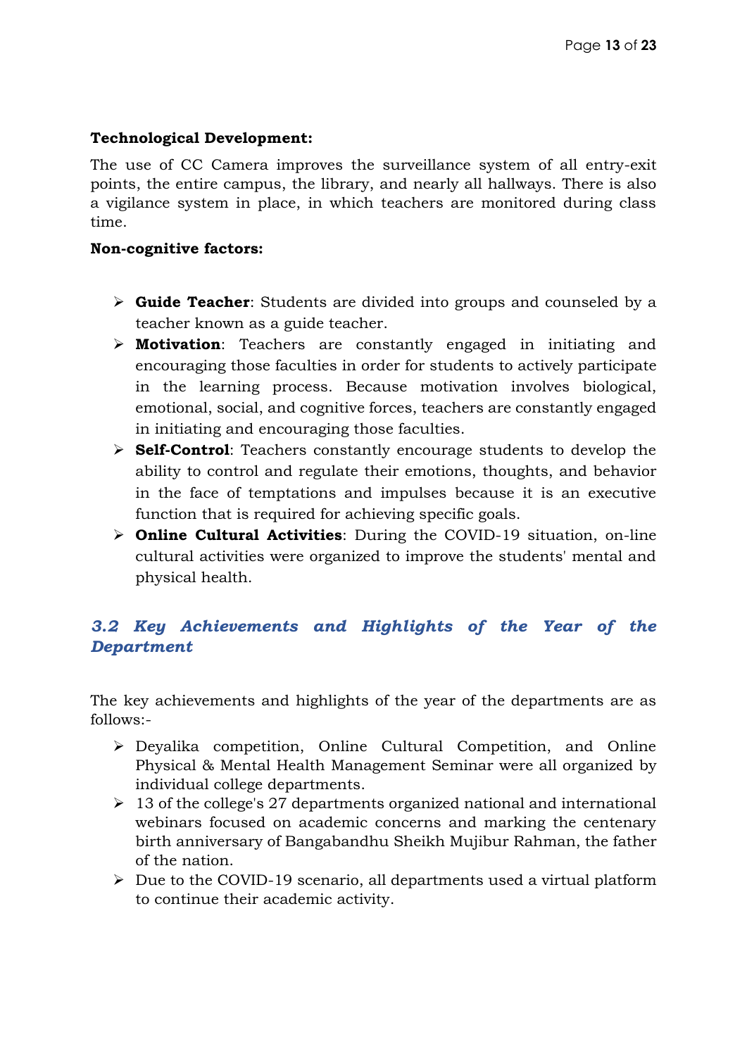**Technological Development:**

The use of CC Camera improves the surveillance system of all entry-exit points, the entire campus, the library, and nearly all hallways. There is also a vigilance system in place, in which teachers are monitored during class time.

**Non-cognitive factors:**

- **Guide Teacher**: Students are divided into groups and counseled by a teacher known as a guide teacher.
- **Motivation**: Teachers are constantly engaged in initiating and encouraging those faculties in order for students to actively participate in the learning process. Because motivation involves biological, emotional, social, and cognitive forces, teachers are constantly engaged in initiating and encouraging those faculties.
- **Self-Control**: Teachers constantly encourage students to develop the ability to control and regulate their emotions, thoughts, and behavior in the face of temptations and impulses because it is an executive function that is required for achieving specific goals.
- **Online Cultural Activities**: During the COVID-19 situation, on-line cultural activities were organized to improve the students' mental and physical health.

## *3.2 Key Achievements and Highlights of the Year of the Department*

The key achievements and highlights of the year of the departments are as follows:-

- Deyalika competition, Online Cultural Competition, and Online Physical & Mental Health Management Seminar were all organized by individual college departments.
- 13 of the college's 27 departments organized national and international webinars focused on academic concerns and marking the centenary birth anniversary of Bangabandhu Sheikh Mujibur Rahman, the father of the nation.
- Due to the COVID-19 scenario, all departments used a virtual platform to continue their academic activity.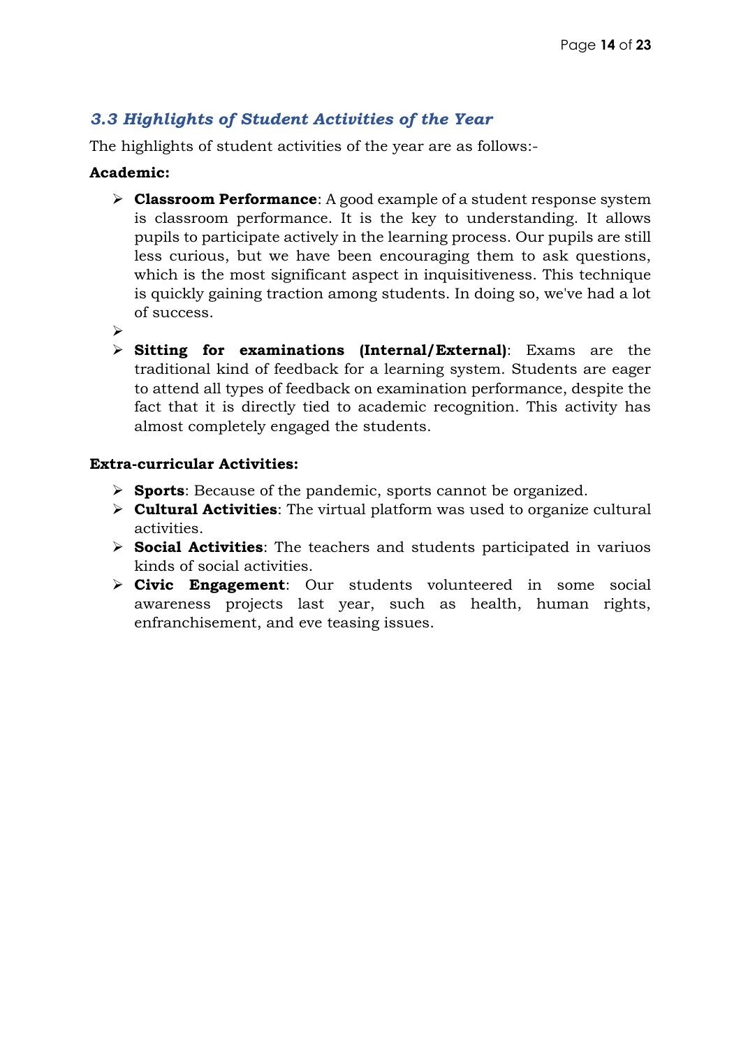### *3.3 Highlights of Student Activities of the Year*

The highlights of student activities of the year are as follows:-

**Academic:**

- **Classroom Performance**: A good example of a student response system is classroom performance. It is the key to understanding. It allows pupils to participate actively in the learning process. Our pupils are still less curious, but we have been encouraging them to ask questions, which is the most significant aspect in inquisitiveness. This technique is quickly gaining traction among students. In doing so, we've had a lot of success.
- 
- **Sitting for examinations (Internal/External)**: Exams are the traditional kind of feedback for a learning system. Students are eager to attend all types of feedback on examination performance, despite the fact that it is directly tied to academic recognition. This activity has almost completely engaged the students.

**Extra-curricular Activities:**

- **Sports**: Because of the pandemic, sports cannot be organized.
- **Cultural Activities**: The virtual platform was used to organize cultural activities.
- **Social Activities**: The teachers and students participated in variuos kinds of social activities.
- **Civic Engagement**: Our students volunteered in some social awareness projects last year, such as health, human rights, enfranchisement, and eve teasing issues.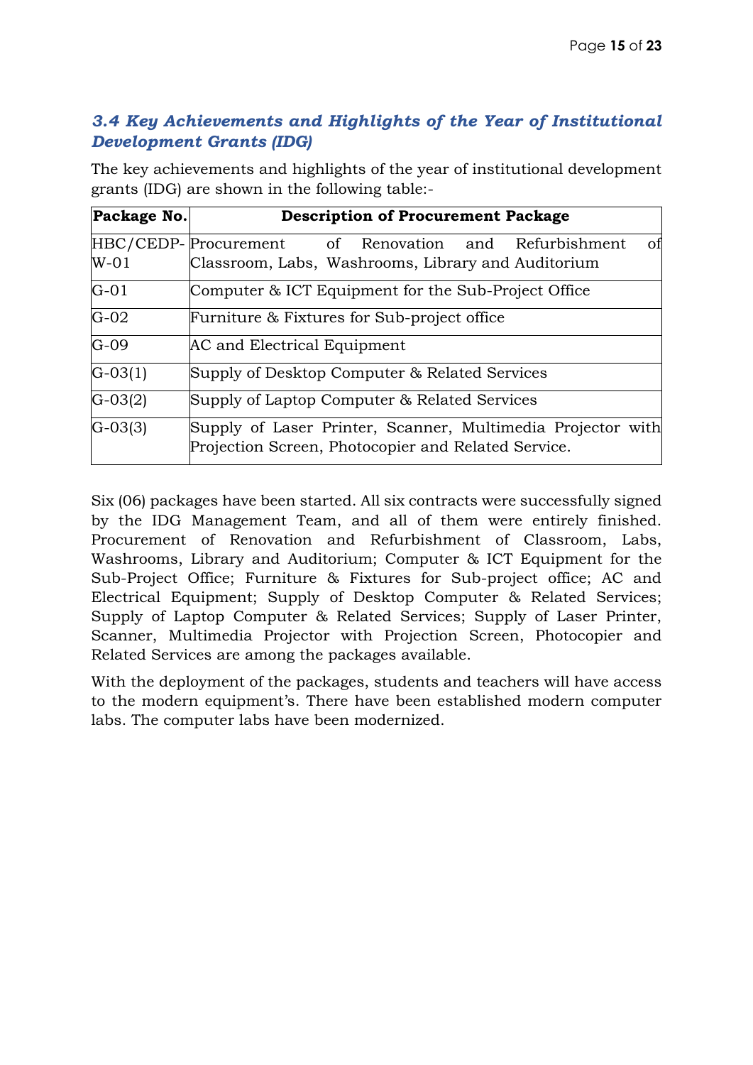### *3.4 Key Achievements and Highlights of the Year of Institutional Development Grants (IDG)*

The key achievements and highlights of the year of institutional development grants (IDG) are shown in the following table:-

| Package No. | Description of Procurement Package |
|---|---|
| HBC/CEDP-W-01 | Procurement of Renovation and Refurbishment of Classroom, Labs, Washrooms, Library and Auditorium |
| G-01 | Computer & ICT Equipment for the Sub-Project Office |
| G-02 | Furniture & Fixtures for Sub-project office |
| G-09 | AC and Electrical Equipment |
| G-03(1) | Supply of Desktop Computer & Related Services |
| G-03(2) | Supply of Laptop Computer & Related Services |
| G-03(3) | Supply of Laser Printer, Scanner, Multimedia Projector with Projection Screen, Photocopier and Related Service. |

Six (06) packages have been started. All six contracts were successfully signed by the IDG Management Team, and all of them were entirely finished. Procurement of Renovation and Refurbishment of Classroom, Labs, Washrooms, Library and Auditorium; Computer & ICT Equipment for the Sub-Project Office; Furniture & Fixtures for Sub-project office; AC and Electrical Equipment; Supply of Desktop Computer & Related Services; Supply of Laptop Computer & Related Services; Supply of Laser Printer, Scanner, Multimedia Projector with Projection Screen, Photocopier and Related Services are among the packages available.

With the deployment of the packages, students and teachers will have access to the modern equipment's. There have been established modern computer labs. The computer labs have been modernized.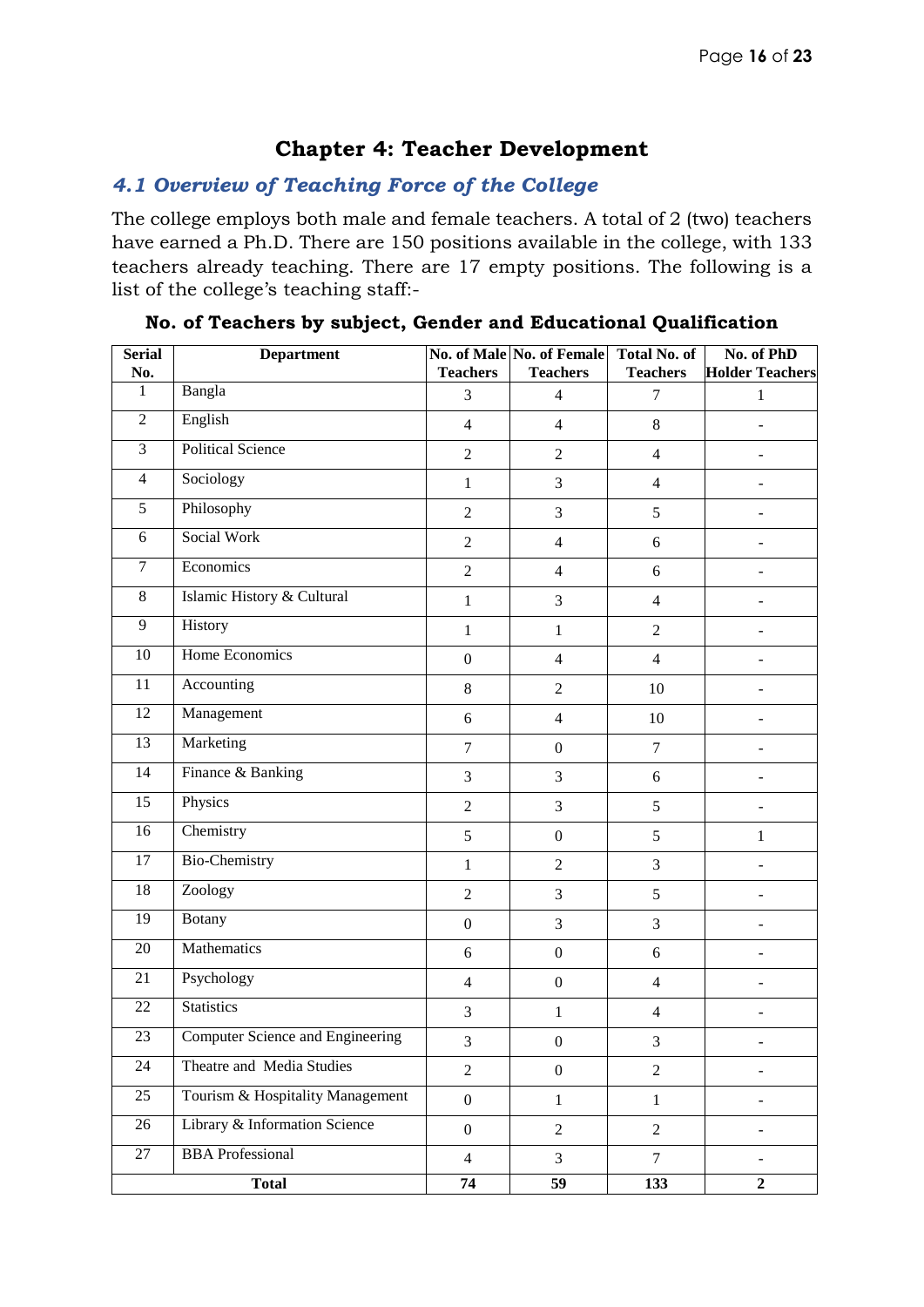# Chapter 4: Teacher Development

## *4.1 Overview of Teaching Force of the College*

The college employs both male and female teachers. A total of 2 (two) teachers have earned a Ph.D. There are 150 positions available in the college, with 133 teachers already teaching. There are 17 empty positions. The following is a list of the college's teaching staff:-

**No. of Teachers by subject, Gender and Educational Qualification**

| Serial No. | Department | No. of Male Teachers | No. of Female Teachers | Total No. of Teachers | No. of PhD Holder Teachers |
|---|---|---|---|---|---|
| 1 | Bangla | 3 | 4 | 7 | 1 |
| 2 | English | 4 | 4 | 8 | - |
| 3 | Political Science | 2 | 2 | 4 | - |
| 4 | Sociology | 1 | 3 | 4 | - |
| 5 | Philosophy | 2 | 3 | 5 | - |
| 6 | Social Work | 2 | 4 | 6 | - |
| 7 | Economics | 2 | 4 | 6 | - |
| 8 | Islamic History & Cultural | 1 | 3 | 4 | - |
| 9 | History | 1 | 1 | 2 | - |
| 10 | Home Economics | 0 | 4 | 4 | - |
| 11 | Accounting | 8 | 2 | 10 | - |
| 12 | Management | 6 | 4 | 10 | - |
| 13 | Marketing | 7 | 0 | 7 | - |
| 14 | Finance & Banking | 3 | 3 | 6 | - |
| 15 | Physics | 2 | 3 | 5 | - |
| 16 | Chemistry | 5 | 0 | 5 | 1 |
| 17 | Bio-Chemistry | 1 | 2 | 3 | - |
| 18 | Zoology | 2 | 3 | 5 | - |
| 19 | Botany | 0 | 3 | 3 | - |
| 20 | Mathematics | 6 | 0 | 6 | - |
| 21 | Psychology | 4 | 0 | 4 | - |
| 22 | Statistics | 3 | 1 | 4 | - |
| 23 | Computer Science and Engineering | 3 | 0 | 3 | - |
| 24 | Theatre and Media Studies | 2 | 0 | 2 | - |
| 25 | Tourism & Hospitality Management | 0 | 1 | 1 | - |
| 26 | Library & Information Science | 0 | 2 | 2 | - |
| 27 | BBA Professional | 4 | 3 | 7 | - |
| **Total** | | **74** | **59** | **133** | **2** |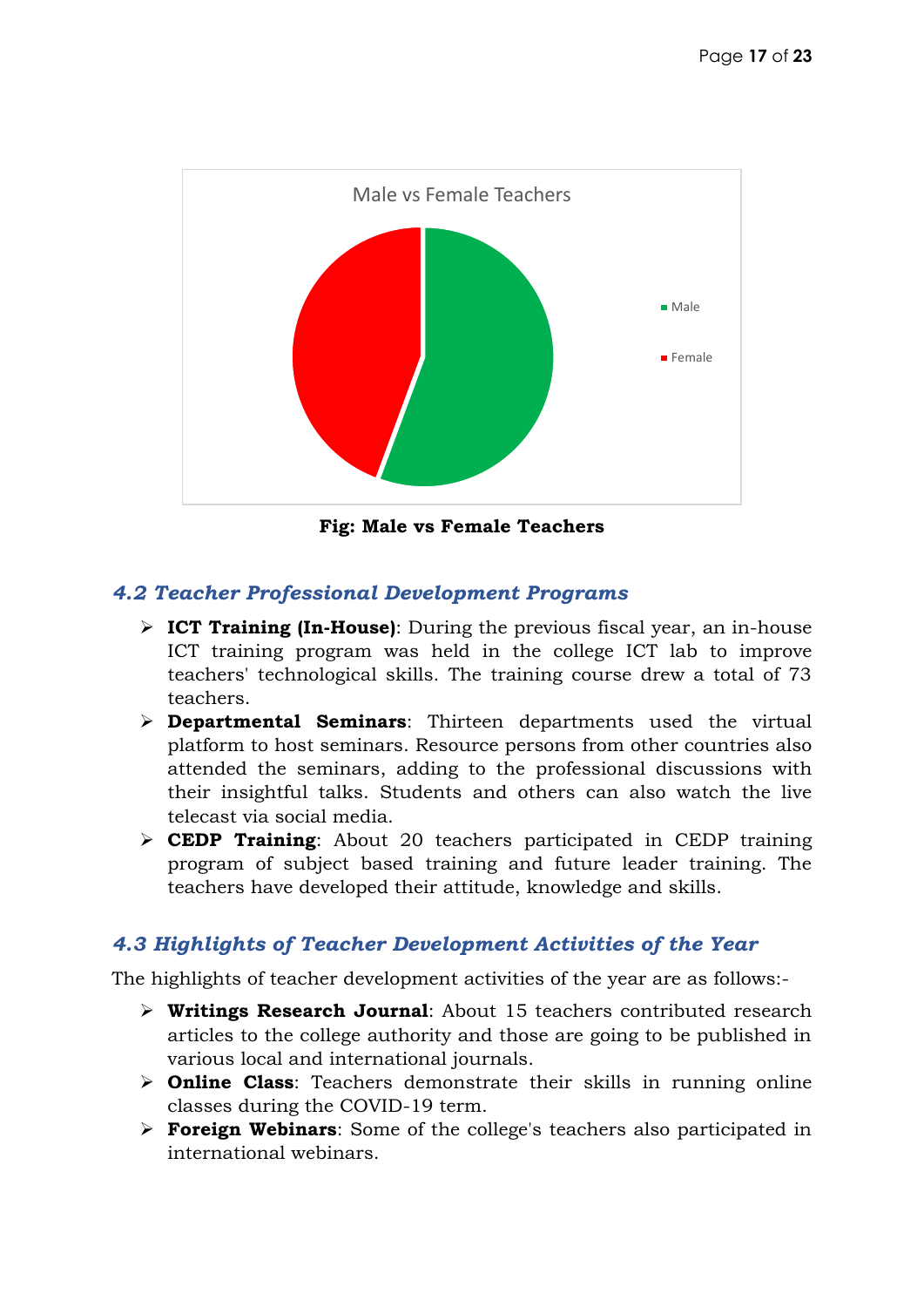Male vs Female Teachers

- Male
- Female

**Fig: Male vs Female Teachers**

### *4.2 Teacher Professional Development Programs*

- **ICT Training (In-House)**: During the previous fiscal year, an in-house ICT training program was held in the college ICT lab to improve teachers' technological skills. The training course drew a total of 73 teachers.
- **Departmental Seminars**: Thirteen departments used the virtual platform to host seminars. Resource persons from other countries also attended the seminars, adding to the professional discussions with their insightful talks. Students and others can also watch the live telecast via social media.
- **CEDP Training**: About 20 teachers participated in CEDP training program of subject based training and future leader training. The teachers have developed their attitude, knowledge and skills.

### *4.3 Highlights of Teacher Development Activities of the Year*

The highlights of teacher development activities of the year are as follows:-

- **Writings Research Journal**: About 15 teachers contributed research articles to the college authority and those are going to be published in various local and international journals.
- **Online Class**: Teachers demonstrate their skills in running online classes during the COVID-19 term.
- **Foreign Webinars**: Some of the college's teachers also participated in international webinars.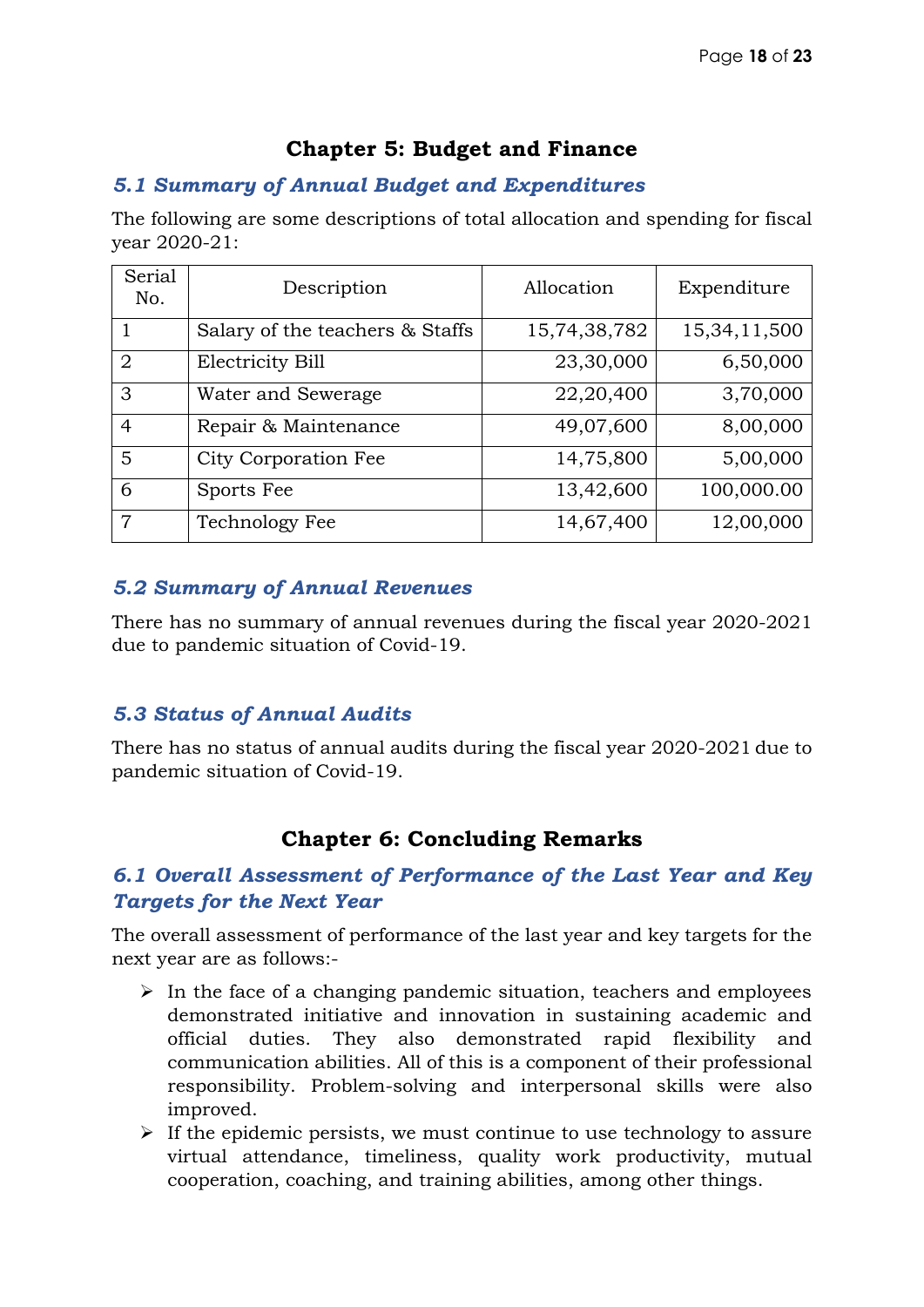## Chapter 5: Budget and Finance

### *5.1 Summary of Annual Budget and Expenditures*

The following are some descriptions of total allocation and spending for fiscal year 2020-21:

| Serial No. | Description | Allocation | Expenditure |
|---|---|---|---|
| 1 | Salary of the teachers & Staffs | 15,74,38,782 | 15,34,11,500 |
| 2 | Electricity Bill | 23,30,000 | 6,50,000 |
| 3 | Water and Sewerage | 22,20,400 | 3,70,000 |
| 4 | Repair & Maintenance | 49,07,600 | 8,00,000 |
| 5 | City Corporation Fee | 14,75,800 | 5,00,000 |
| 6 | Sports Fee | 13,42,600 | 100,000.00 |
| 7 | Technology Fee | 14,67,400 | 12,00,000 |

### *5.2 Summary of Annual Revenues*

There has no summary of annual revenues during the fiscal year 2020-2021 due to pandemic situation of Covid-19.

### *5.3 Status of Annual Audits*

There has no status of annual audits during the fiscal year 2020-2021 due to pandemic situation of Covid-19.

## Chapter 6: Concluding Remarks

### *6.1 Overall Assessment of Performance of the Last Year and Key Targets for the Next Year*

The overall assessment of performance of the last year and key targets for the next year are as follows:-

- In the face of a changing pandemic situation, teachers and employees demonstrated initiative and innovation in sustaining academic and official duties. They also demonstrated rapid flexibility and communication abilities. All of this is a component of their professional responsibility. Problem-solving and interpersonal skills were also improved.
- If the epidemic persists, we must continue to use technology to assure virtual attendance, timeliness, quality work productivity, mutual cooperation, coaching, and training abilities, among other things.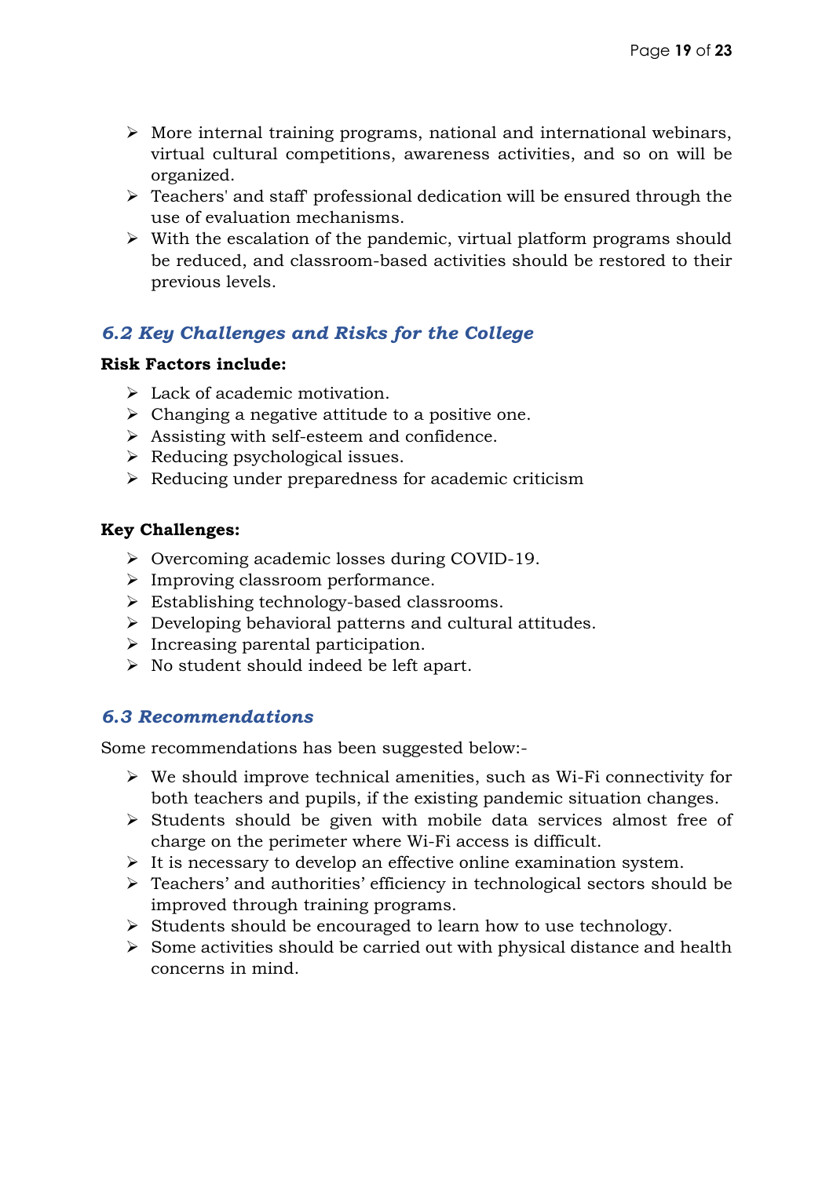- More internal training programs, national and international webinars, virtual cultural competitions, awareness activities, and so on will be organized.
- Teachers' and staff' professional dedication will be ensured through the use of evaluation mechanisms.
- With the escalation of the pandemic, virtual platform programs should be reduced, and classroom-based activities should be restored to their previous levels.

### *6.2 Key Challenges and Risks for the College*

**Risk Factors include:**

- Lack of academic motivation.
- Changing a negative attitude to a positive one.
- Assisting with self-esteem and confidence.
- Reducing psychological issues.
- Reducing under preparedness for academic criticism

**Key Challenges:**

- Overcoming academic losses during COVID-19.
- Improving classroom performance.
- Establishing technology-based classrooms.
- Developing behavioral patterns and cultural attitudes.
- Increasing parental participation.
- No student should indeed be left apart.

### *6.3 Recommendations*

Some recommendations has been suggested below:-

- We should improve technical amenities, such as Wi-Fi connectivity for both teachers and pupils, if the existing pandemic situation changes.
- Students should be given with mobile data services almost free of charge on the perimeter where Wi-Fi access is difficult.
- It is necessary to develop an effective online examination system.
- Teachers' and authorities' efficiency in technological sectors should be improved through training programs.
- Students should be encouraged to learn how to use technology.
- Some activities should be carried out with physical distance and health concerns in mind.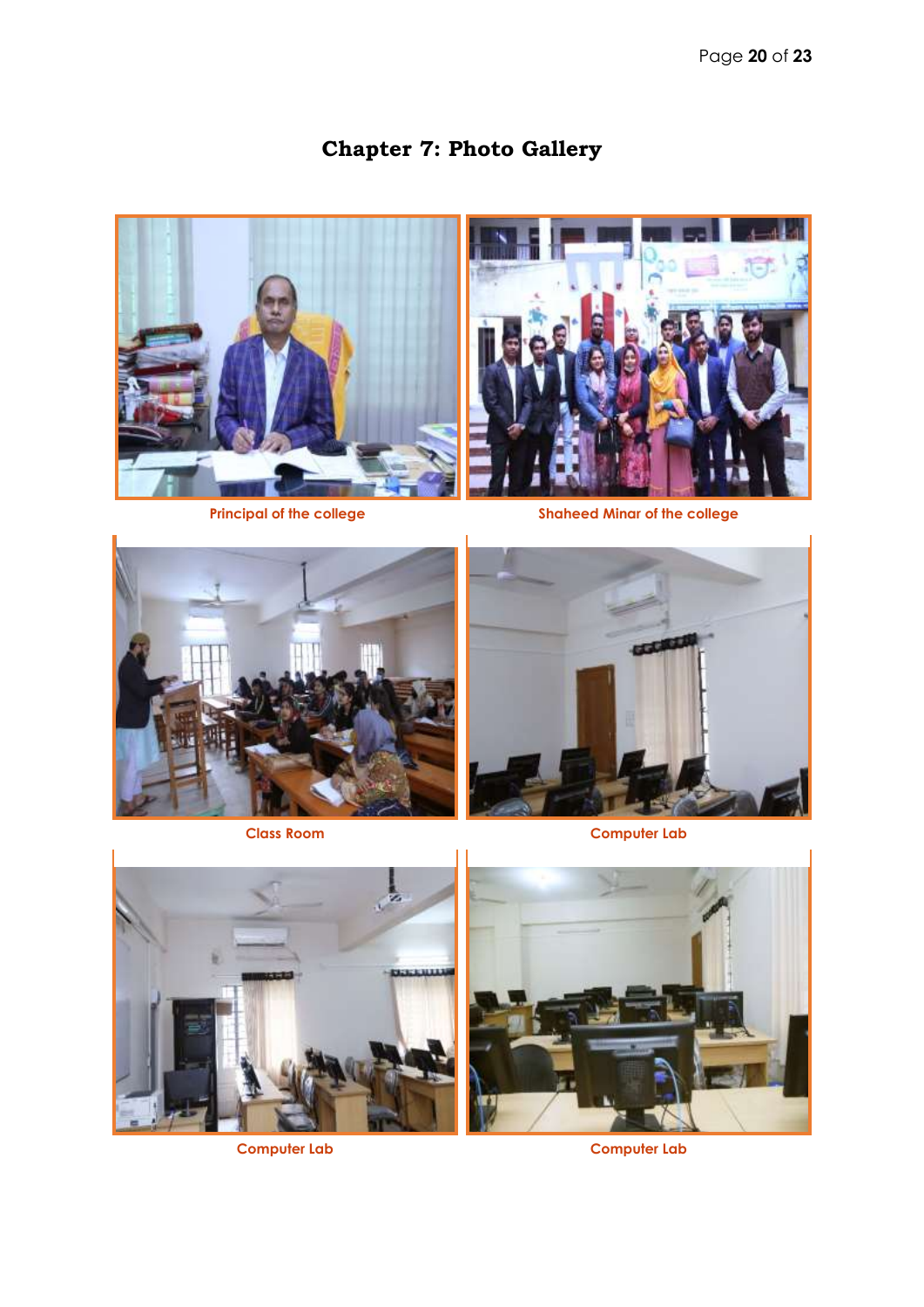# Chapter 7: Photo Gallery

Principal of the college

Shaheed Minar of the college

Class Room

Computer Lab

Computer Lab

Computer Lab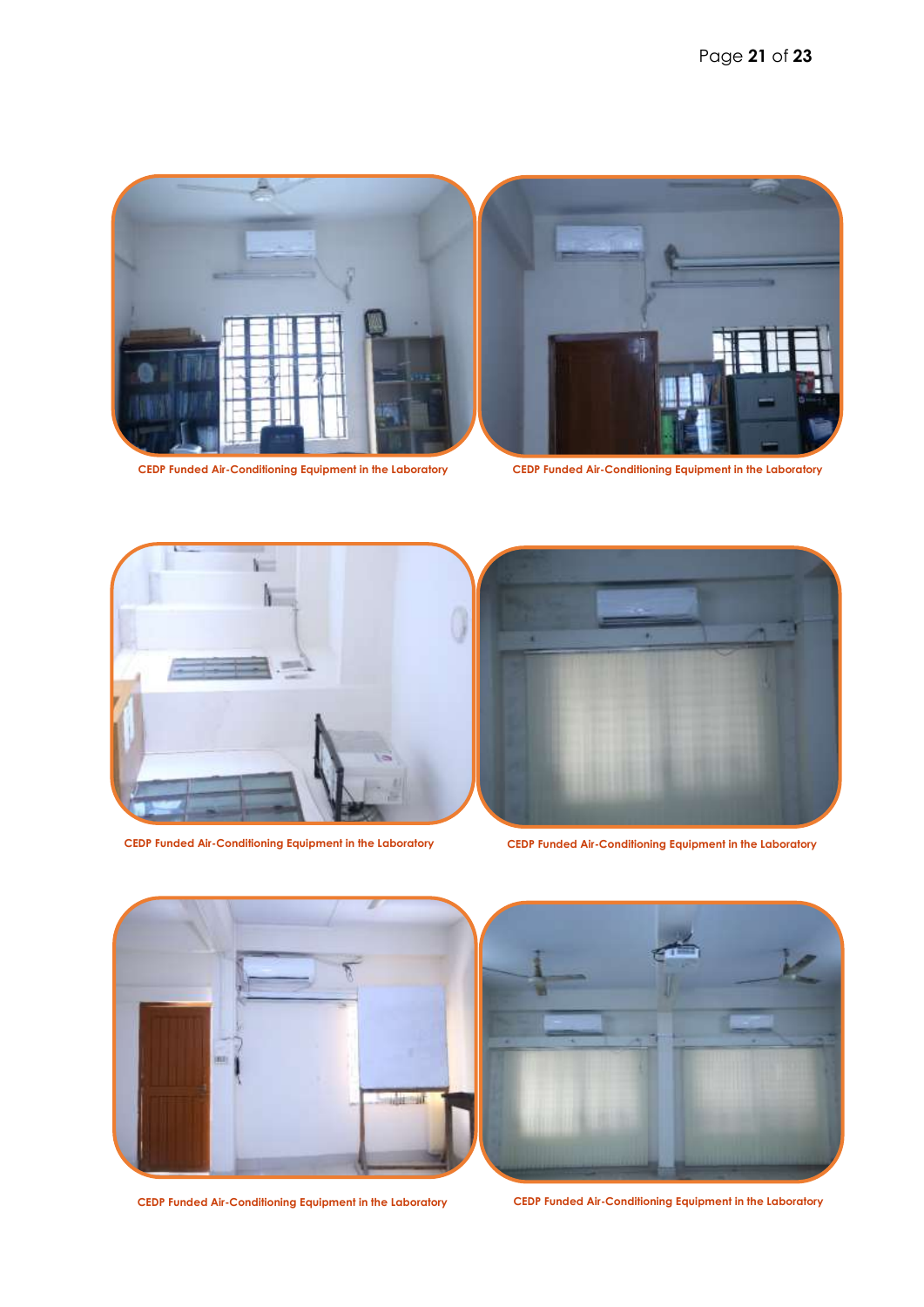CEDP Funded Air-Conditioning Equipment in the Laboratory

CEDP Funded Air-Conditioning Equipment in the Laboratory

CEDP Funded Air-Conditioning Equipment in the Laboratory

CEDP Funded Air-Conditioning Equipment in the Laboratory

CEDP Funded Air-Conditioning Equipment in the Laboratory

CEDP Funded Air-Conditioning Equipment in the Laboratory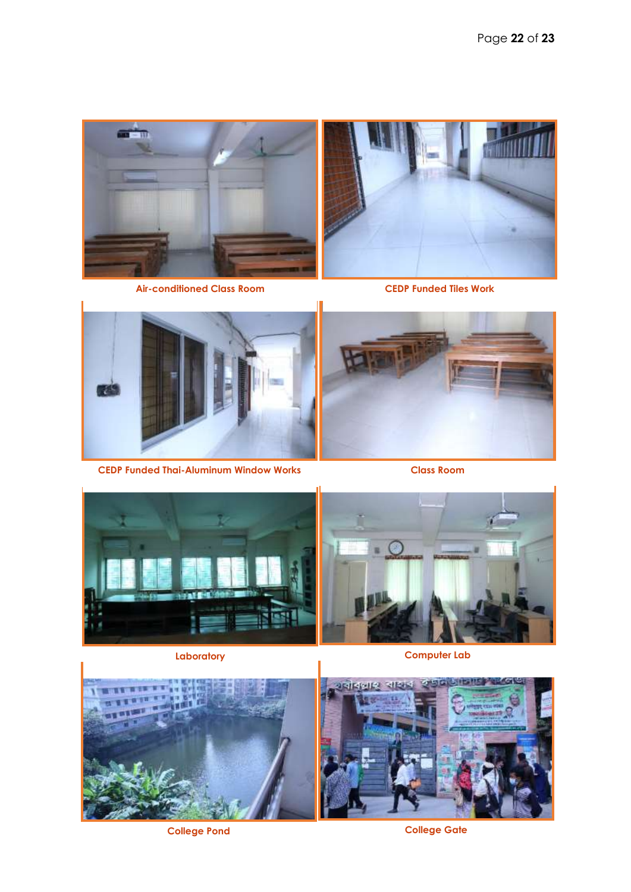Air-conditioned Class Room

CEDP Funded Tiles Work

CEDP Funded Thai-Aluminum Window Works

Class Room

Laboratory

Computer Lab

College Pond

College Gate